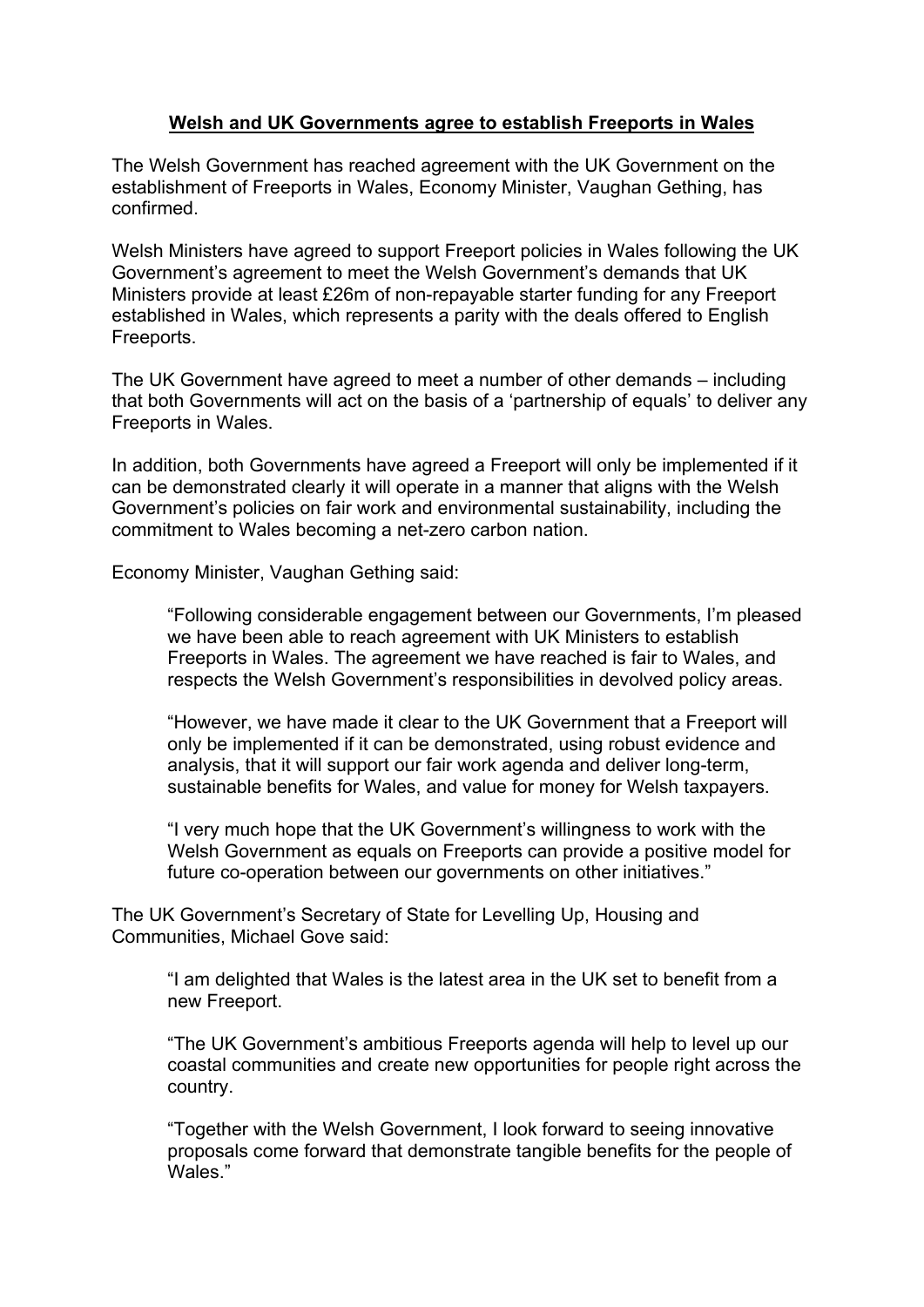# **Welsh and UK Governments agree to establish Freeports in Wales**

The Welsh Government has reached agreement with the UK Government on the establishment of Freeports in Wales, Economy Minister, Vaughan Gething, has confirmed.

Welsh Ministers have agreed to support Freeport policies in Wales following the UK Government's agreement to meet the Welsh Government's demands that UK Ministers provide at least £26m of non-repayable starter funding for any Freeport established in Wales, which represents a parity with the deals offered to English Freeports.

The UK Government have agreed to meet a number of other demands – including that both Governments will act on the basis of a 'partnership of equals' to deliver any Freeports in Wales.

In addition, both Governments have agreed a Freeport will only be implemented if it can be demonstrated clearly it will operate in a manner that aligns with the Welsh Government's policies on fair work and environmental sustainability, including the commitment to Wales becoming a net-zero carbon nation.

Economy Minister, Vaughan Gething said:

> "Following considerable engagement between our Governments, I'm pleased we have been able to reach agreement with UK Ministers to establish Freeports in Wales. The agreement we have reached is fair to Wales, and respects the Welsh Government's responsibilities in devolved policy areas.
>
> "However, we have made it clear to the UK Government that a Freeport will only be implemented if it can be demonstrated, using robust evidence and analysis, that it will support our fair work agenda and deliver long-term, sustainable benefits for Wales, and value for money for Welsh taxpayers.
>
> "I very much hope that the UK Government's willingness to work with the Welsh Government as equals on Freeports can provide a positive model for future co-operation between our governments on other initiatives."

The UK Government's Secretary of State for Levelling Up, Housing and Communities, Michael Gove said:

> "I am delighted that Wales is the latest area in the UK set to benefit from a new Freeport.
>
> "The UK Government's ambitious Freeports agenda will help to level up our coastal communities and create new opportunities for people right across the country.
>
> "Together with the Welsh Government, I look forward to seeing innovative proposals come forward that demonstrate tangible benefits for the people of Wales."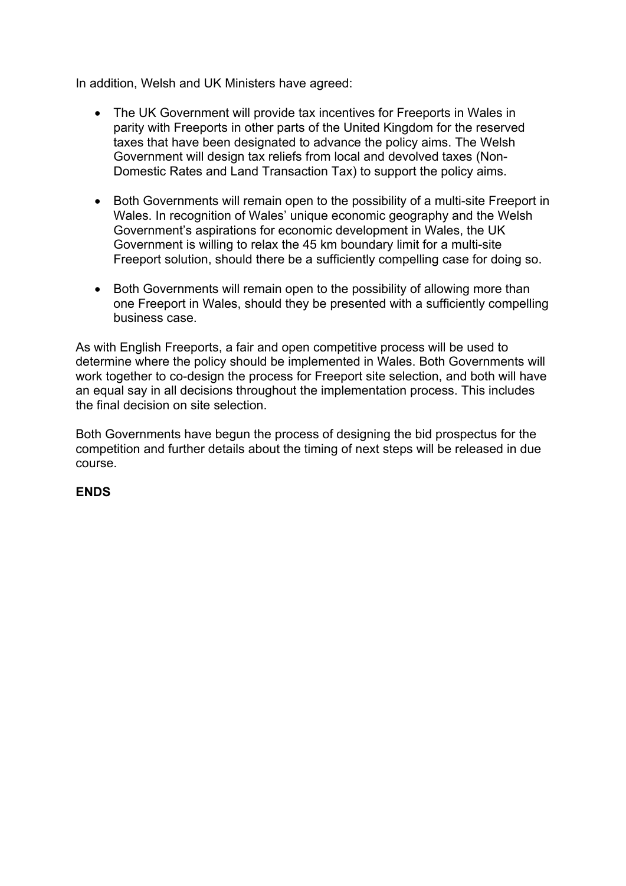In addition, Welsh and UK Ministers have agreed:

- The UK Government will provide tax incentives for Freeports in Wales in parity with Freeports in other parts of the United Kingdom for the reserved taxes that have been designated to advance the policy aims. The Welsh Government will design tax reliefs from local and devolved taxes (Non-Domestic Rates and Land Transaction Tax) to support the policy aims.

- Both Governments will remain open to the possibility of a multi-site Freeport in Wales. In recognition of Wales' unique economic geography and the Welsh Government's aspirations for economic development in Wales, the UK Government is willing to relax the 45 km boundary limit for a multi-site Freeport solution, should there be a sufficiently compelling case for doing so.

- Both Governments will remain open to the possibility of allowing more than one Freeport in Wales, should they be presented with a sufficiently compelling business case.

As with English Freeports, a fair and open competitive process will be used to determine where the policy should be implemented in Wales. Both Governments will work together to co-design the process for Freeport site selection, and both will have an equal say in all decisions throughout the implementation process. This includes the final decision on site selection.

Both Governments have begun the process of designing the bid prospectus for the competition and further details about the timing of next steps will be released in due course.

**ENDS**